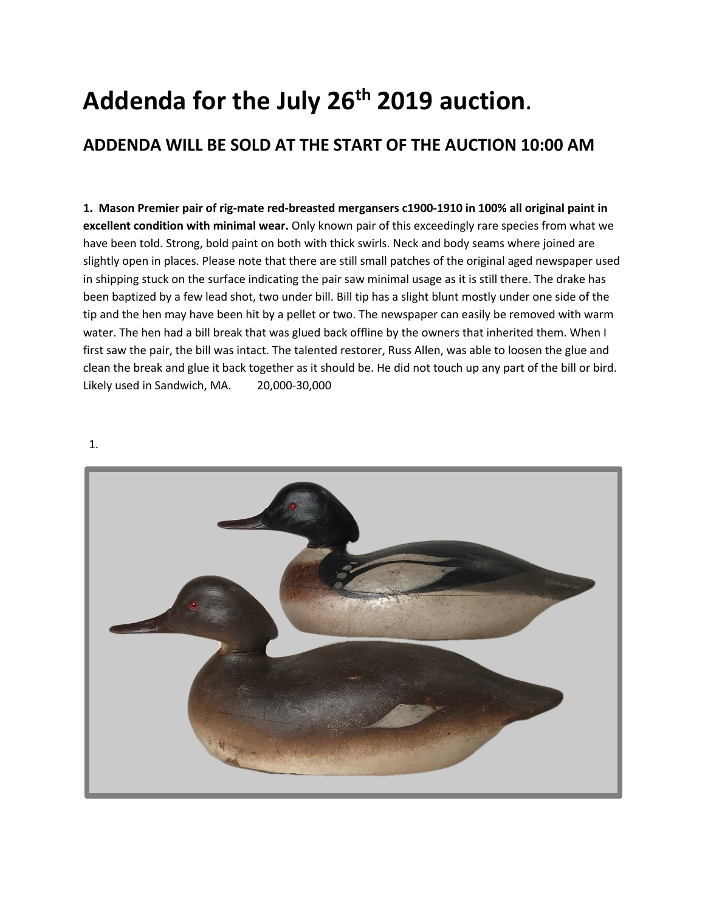# Addenda for the July 26th 2019 auction.

## ADDENDA WILL BE SOLD AT THE START OF THE AUCTION 10:00 AM

**1. Mason Premier pair of rig-mate red-breasted mergansers c1900-1910 in 100% all original paint in excellent condition with minimal wear.** Only known pair of this exceedingly rare species from what we have been told. Strong, bold paint on both with thick swirls. Neck and body seams where joined are slightly open in places. Please note that there are still small patches of the original aged newspaper used in shipping stuck on the surface indicating the pair saw minimal usage as it is still there. The drake has been baptized by a few lead shot, two under bill. Bill tip has a slight blunt mostly under one side of the tip and the hen may have been hit by a pellet or two. The newspaper can easily be removed with warm water. The hen had a bill break that was glued back offline by the owners that inherited them. When I first saw the pair, the bill was intact. The talented restorer, Russ Allen, was able to loosen the glue and clean the break and glue it back together as it should be. He did not touch up any part of the bill or bird. Likely used in Sandwich, MA. 20,000-30,000

1.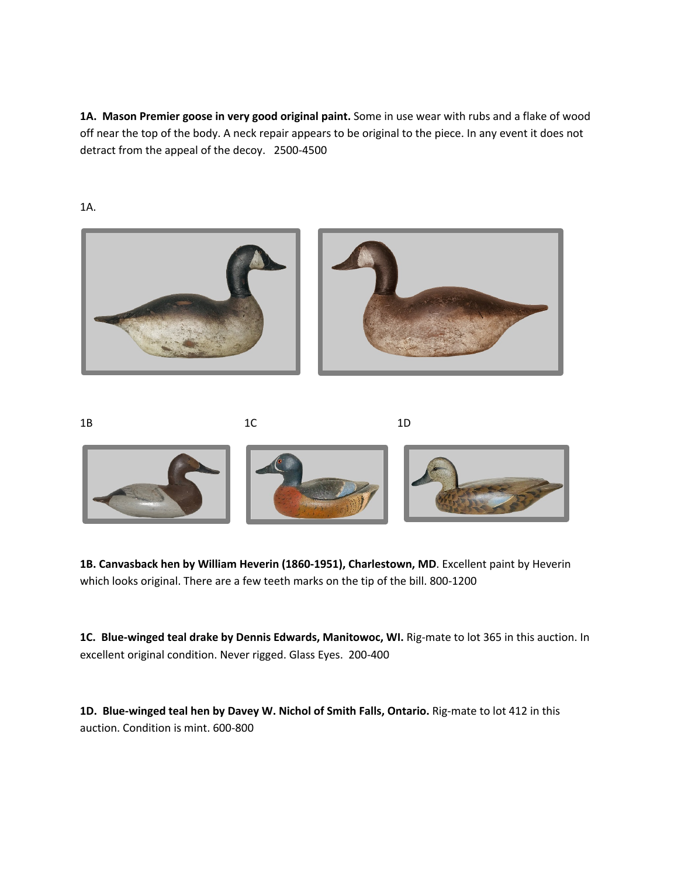**1A. Mason Premier goose in very good original paint.** Some in use wear with rubs and a flake of wood off near the top of the body. A neck repair appears to be original to the piece. In any event it does not detract from the appeal of the decoy. 2500-4500

1A.

1B

1C

1D

**1B. Canvasback hen by William Heverin (1860-1951), Charlestown, MD**. Excellent paint by Heverin which looks original. There are a few teeth marks on the tip of the bill. 800-1200

**1C. Blue-winged teal drake by Dennis Edwards, Manitowoc, WI.** Rig-mate to lot 365 in this auction. In excellent original condition. Never rigged. Glass Eyes. 200-400

**1D. Blue-winged teal hen by Davey W. Nichol of Smith Falls, Ontario.** Rig-mate to lot 412 in this auction. Condition is mint. 600-800